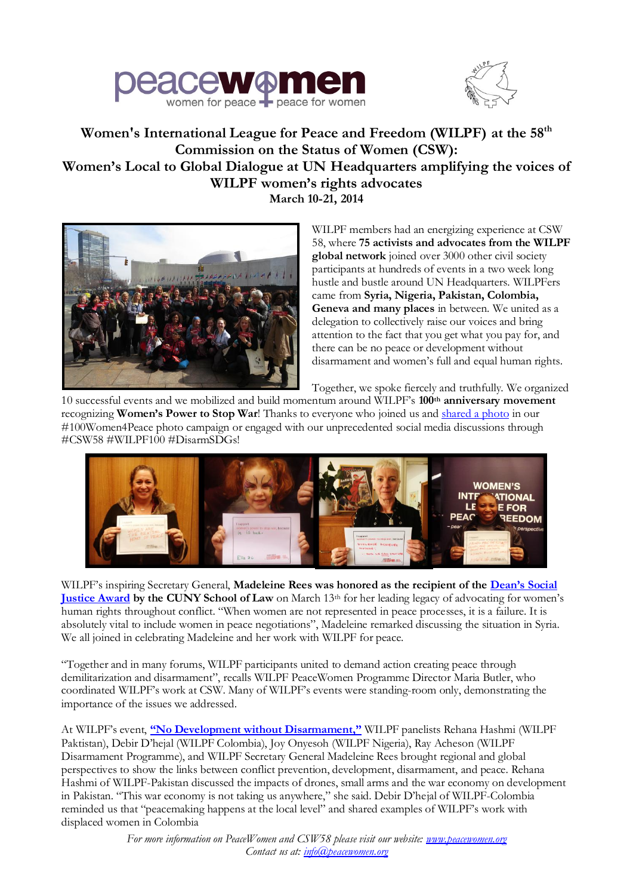# Women's International League for Peace and Freedom (WILPF) at the 58th Commission on the Status of Women (CSW): Women's Local to Global Dialogue at UN Headquarters amplifying the voices of WILPF women's rights advocates

**March 10-21, 2014**

WILPF members had an energizing experience at CSW 58, where **75 activists and advocates from the WILPF global network** joined over 3000 other civil society participants at hundreds of events in a two week long hustle and bustle around UN Headquarters. WILPFers came from **Syria, Nigeria, Pakistan, Colombia, Geneva and many places** in between. We united as a delegation to collectively raise our voices and bring attention to the fact that you get what you pay for, and there can be no peace or development without disarmament and women's full and equal human rights.

Together, we spoke fiercely and truthfully. We organized 10 successful events and we mobilized and build momentum around WILPF's **100th anniversary movement** recognizing **Women's Power to Stop War**! Thanks to everyone who joined us and shared a photo in our #100Women4Peace photo campaign or engaged with our unprecedented social media discussions through #CSW58 #WILPF100 #DisarmSDGs!

WILPF's inspiring Secretary General, **Madeleine Rees was honored as the recipient of the Dean's Social Justice Award by the CUNY School of Law** on March 13th for her leading legacy of advocating for women's human rights throughout conflict. "When women are not represented in peace processes, it is a failure. It is absolutely vital to include women in peace negotiations", Madeleine remarked discussing the situation in Syria. We all joined in celebrating Madeleine and her work with WILPF for peace.

"Together and in many forums, WILPF participants united to demand action creating peace through demilitarization and disarmament", recalls WILPF PeaceWomen Programme Director Maria Butler, who coordinated WILPF's work at CSW. Many of WILPF's events were standing-room only, demonstrating the importance of the issues we addressed.

At WILPF's event, **"No Development without Disarmament,"** WILPF panelists Rehana Hashmi (WILPF Paktistan), Debir D'hejal (WILPF Colombia), Joy Onyesoh (WILPF Nigeria), Ray Acheson (WILPF Disarmament Programme), and WILPF Secretary General Madeleine Rees brought regional and global perspectives to show the links between conflict prevention, development, disarmament, and peace. Rehana Hashmi of WILPF-Pakistan discussed the impacts of drones, small arms and the war economy on development in Pakistan. "This war economy is not taking us anywhere," she said. Debir D'hejal of WILPF-Colombia reminded us that "peacemaking happens at the local level" and shared examples of WILPF's work with displaced women in Colombia

*For more information on PeaceWomen and CSW58 please visit our website: www.peacewomen.org*
*Contact us at: info@peacewomen.org*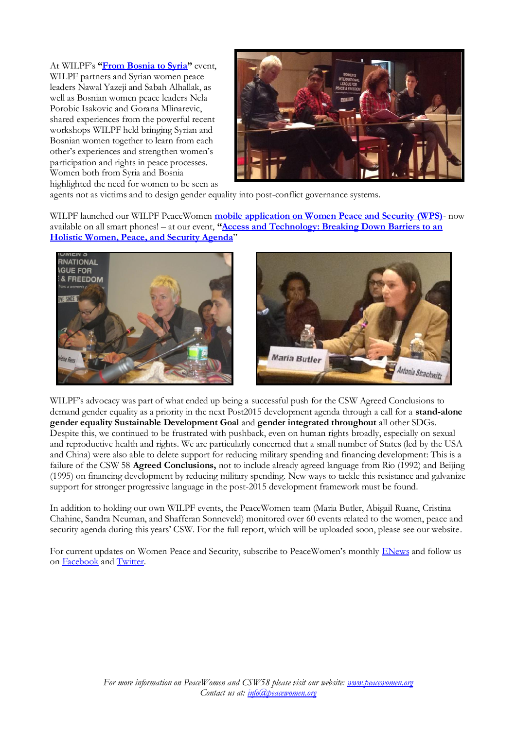At WILPF's "**From Bosnia to Syria**" event, WILPF partners and Syrian women peace leaders Nawal Yazeji and Sabah Alhallak, as well as Bosnian women peace leaders Nela Porobic Isakovic and Gorana Mlinarevic, shared experiences from the powerful recent workshops WILPF held bringing Syrian and Bosnian women together to learn from each other's experiences and strengthen women's participation and rights in peace processes. Women both from Syria and Bosnia highlighted the need for women to be seen as agents not as victims and to design gender equality into post-conflict governance systems.

WILPF launched our WILPF PeaceWomen **mobile application on Women Peace and Security (WPS)**- now available on all smart phones! – at our event, "**Access and Technology: Breaking Down Barriers to an Holistic Women, Peace, and Security Agenda**"

WILPF's advocacy was part of what ended up being a successful push for the CSW Agreed Conclusions to demand gender equality as a priority in the next Post2015 development agenda through a call for a **stand-alone gender equality Sustainable Development Goal** and **gender integrated throughout** all other SDGs. Despite this, we continued to be frustrated with pushback, even on human rights broadly, especially on sexual and reproductive health and rights. We are particularly concerned that a small number of States (led by the USA and China) were also able to delete support for reducing military spending and financing development: This is a failure of the CSW 58 **Agreed Conclusions**, not to include already agreed language from Rio (1992) and Beijing (1995) on financing development by reducing military spending. New ways to tackle this resistance and galvanize support for stronger progressive language in the post-2015 development framework must be found.

In addition to holding our own WILPF events, the PeaceWomen team (Maria Butler, Abigail Ruane, Cristina Chahine, Sandra Neuman, and Shafferan Sonneveld) monitored over 60 events related to the women, peace and security agenda during this years' CSW. For the full report, which will be uploaded soon, please see our website.

For current updates on Women Peace and Security, subscribe to PeaceWomen's monthly ENews and follow us on Facebook and Twitter.

*For more information on PeaceWomen and CSW58 please visit our website: www.peacewomen.org*
*Contact us at: info@peacewomen.org*